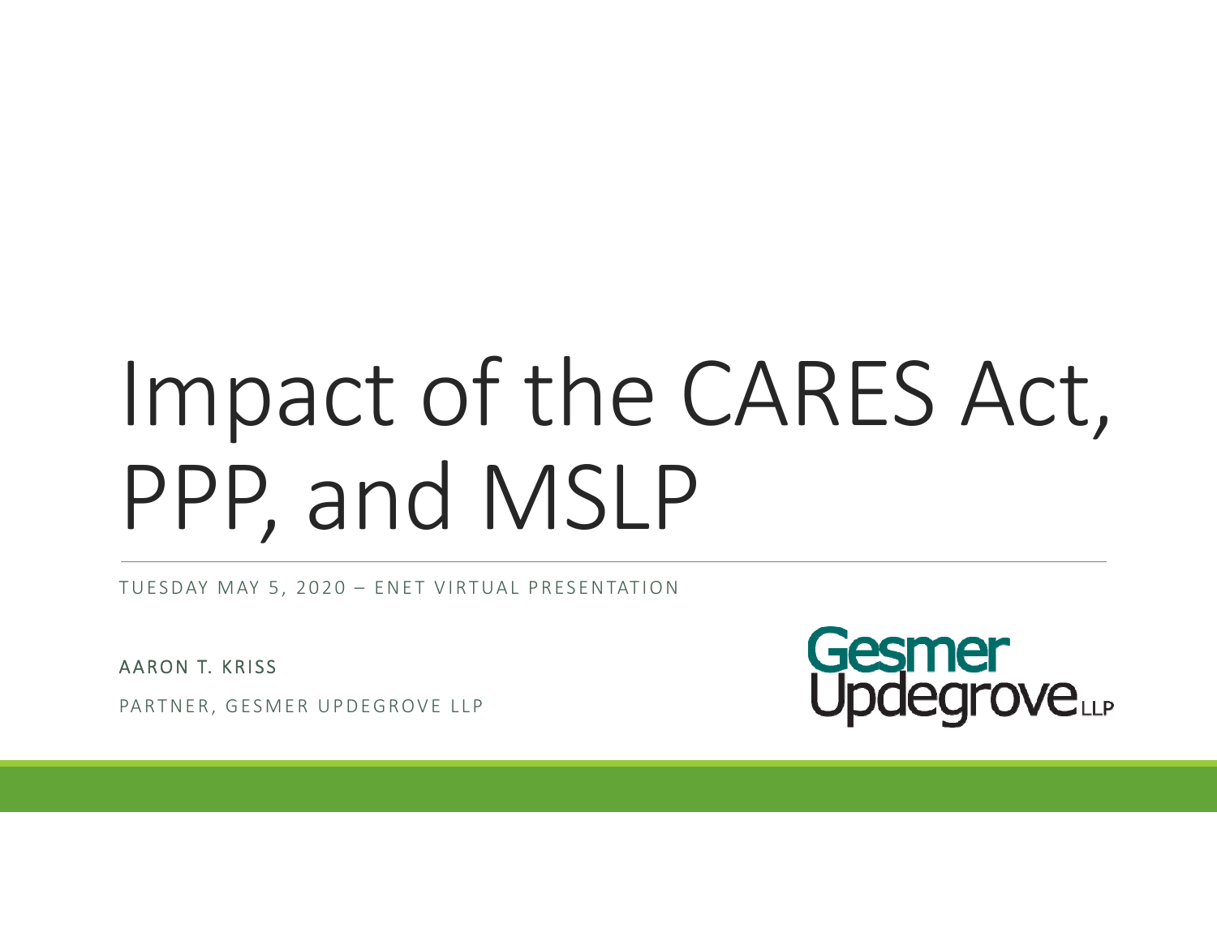# Impact of the CARES Act, PPP, and MSLP

TUESDAY MAY 5, 2020 – ENET VIRTUAL PRESENTATION

AARON T. KRISS

PARTNER, GESMER UPDEGROVE LLP

Gesmer Updegrove LLP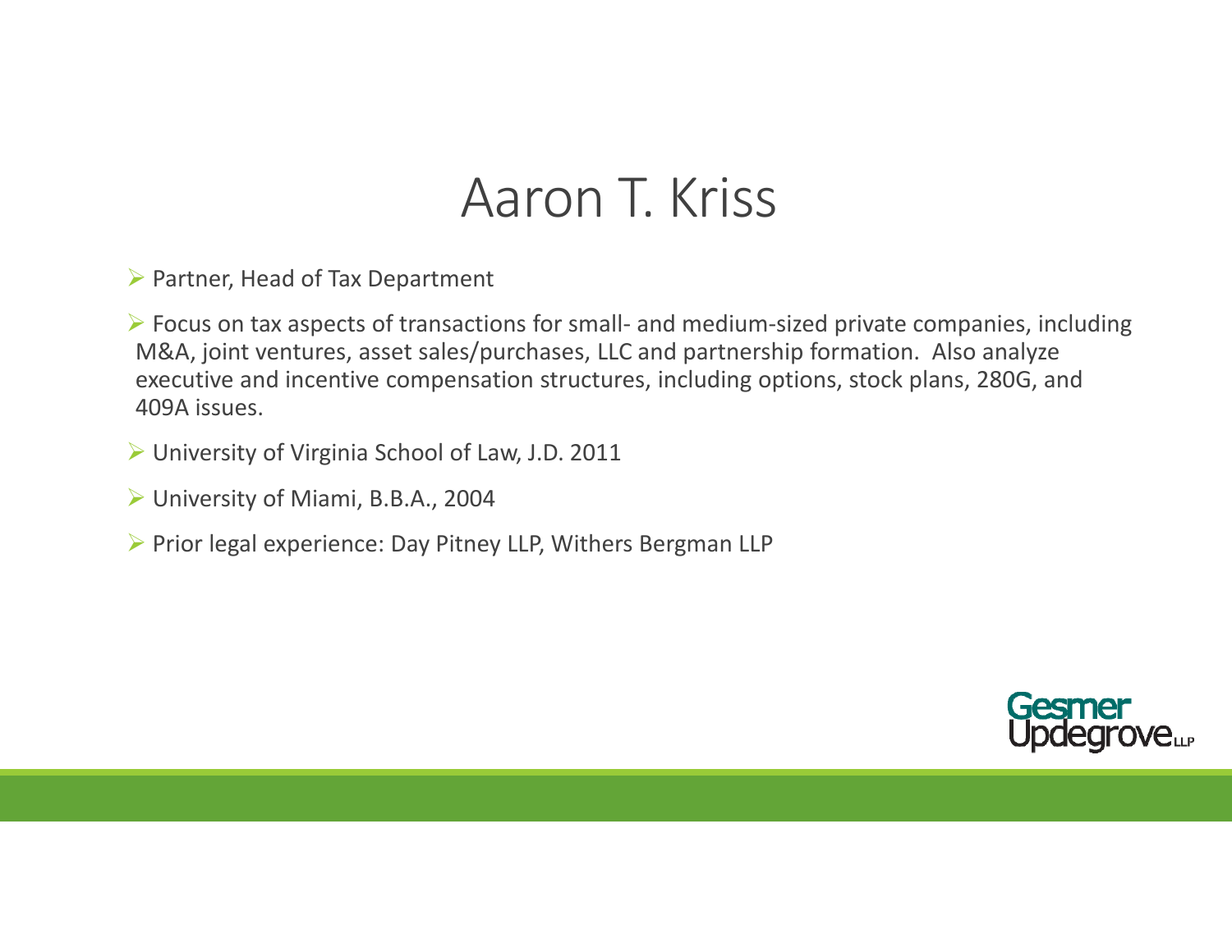# Aaron T. Kriss

- Partner, Head of Tax Department
- Focus on tax aspects of transactions for small- and medium-sized private companies, including M&A, joint ventures, asset sales/purchases, LLC and partnership formation. Also analyze executive and incentive compensation structures, including options, stock plans, 280G, and 409A issues.
- University of Virginia School of Law, J.D. 2011
- University of Miami, B.B.A., 2004
- Prior legal experience: Day Pitney LLP, Withers Bergman LLP

Gesmer Updegrove LLP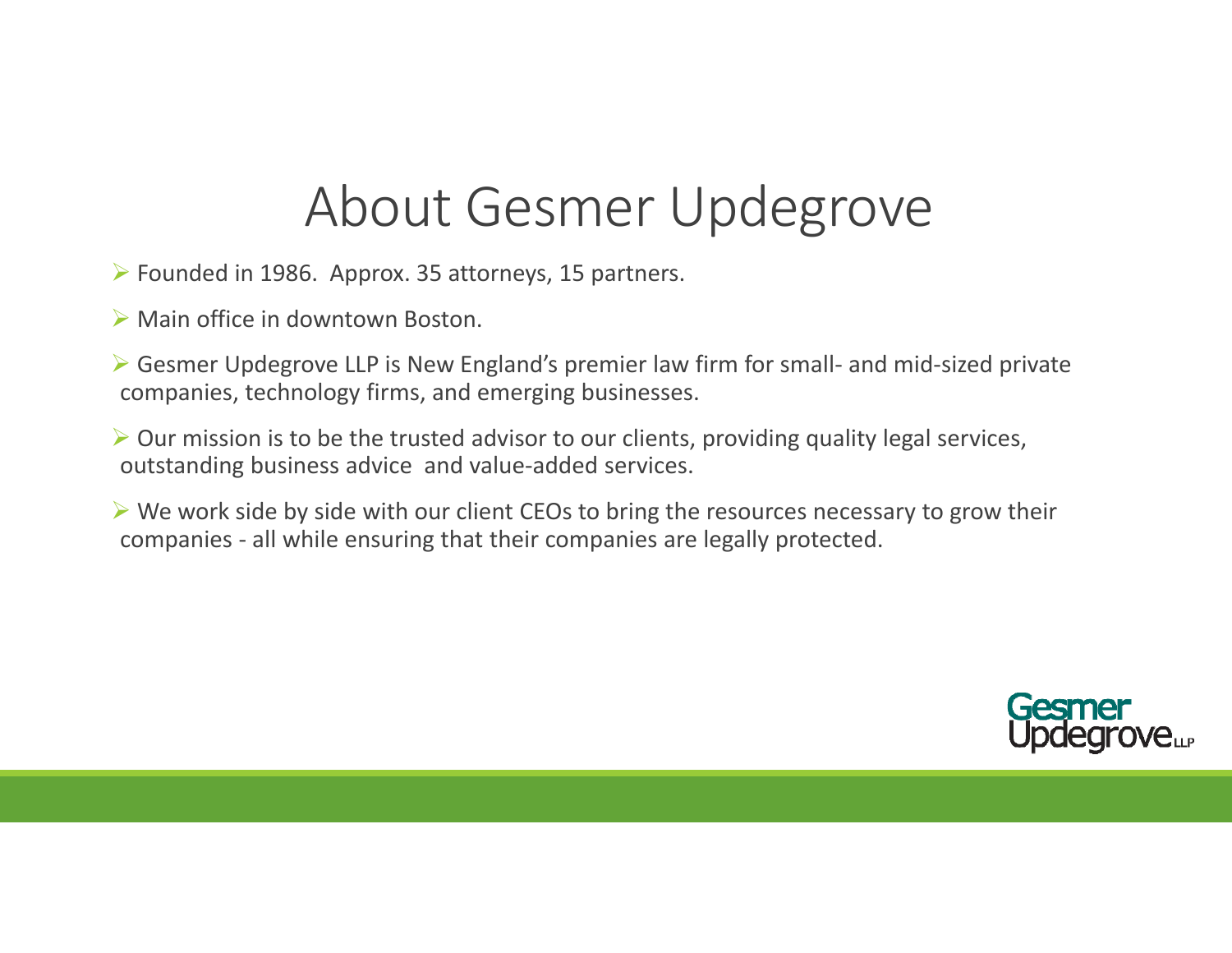# About Gesmer Updegrove

- Founded in 1986. Approx. 35 attorneys, 15 partners.
- Main office in downtown Boston.
- Gesmer Updegrove LLP is New England's premier law firm for small- and mid-sized private companies, technology firms, and emerging businesses.
- Our mission is to be the trusted advisor to our clients, providing quality legal services, outstanding business advice and value-added services.
- We work side by side with our client CEOs to bring the resources necessary to grow their companies - all while ensuring that their companies are legally protected.

Gesmer Updegrove LLP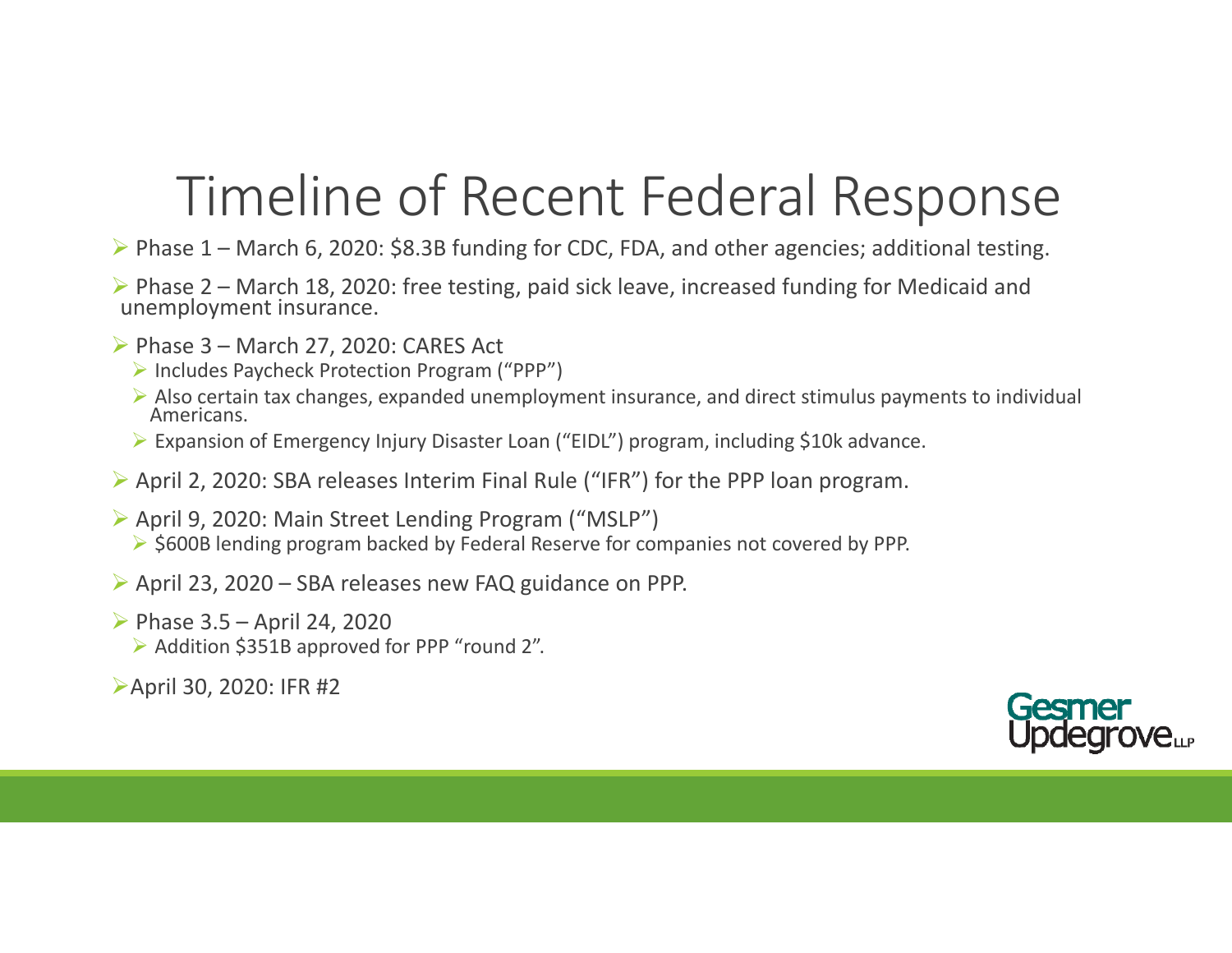# Timeline of Recent Federal Response

- Phase 1 – March 6, 2020: $8.3B funding for CDC, FDA, and other agencies; additional testing.
- Phase 2 – March 18, 2020: free testing, paid sick leave, increased funding for Medicaid and unemployment insurance.
- Phase 3 – March 27, 2020: CARES Act
  - Includes Paycheck Protection Program ("PPP")
  - Also certain tax changes, expanded unemployment insurance, and direct stimulus payments to individual Americans.
  - Expansion of Emergency Injury Disaster Loan ("EIDL") program, including $10k advance.
- April 2, 2020: SBA releases Interim Final Rule ("IFR") for the PPP loan program.
- April 9, 2020: Main Street Lending Program ("MSLP")
  - $600B lending program backed by Federal Reserve for companies not covered by PPP.
- April 23, 2020 – SBA releases new FAQ guidance on PPP.
- Phase 3.5 – April 24, 2020
  - Addition $351B approved for PPP "round 2".
- April 30, 2020: IFR #2

Gesmer Updegrove LLP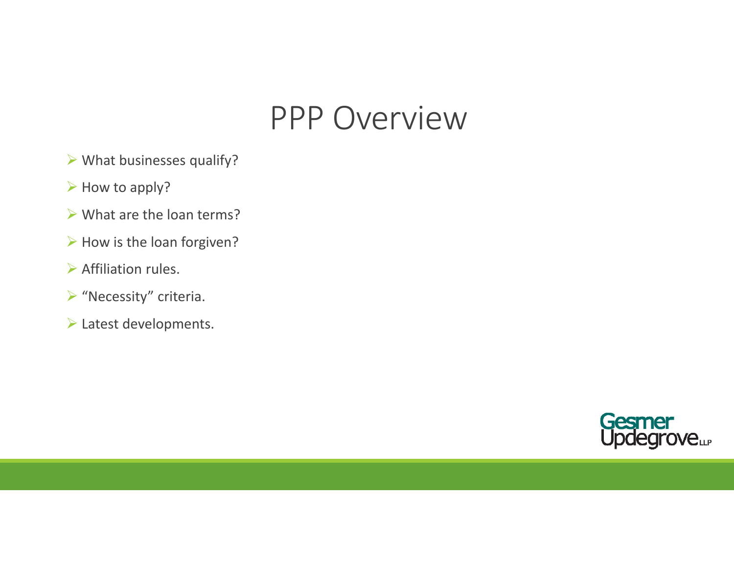# PPP Overview

- What businesses qualify?
- How to apply?
- What are the loan terms?
- How is the loan forgiven?
- Affiliation rules.
- "Necessity" criteria.
- Latest developments.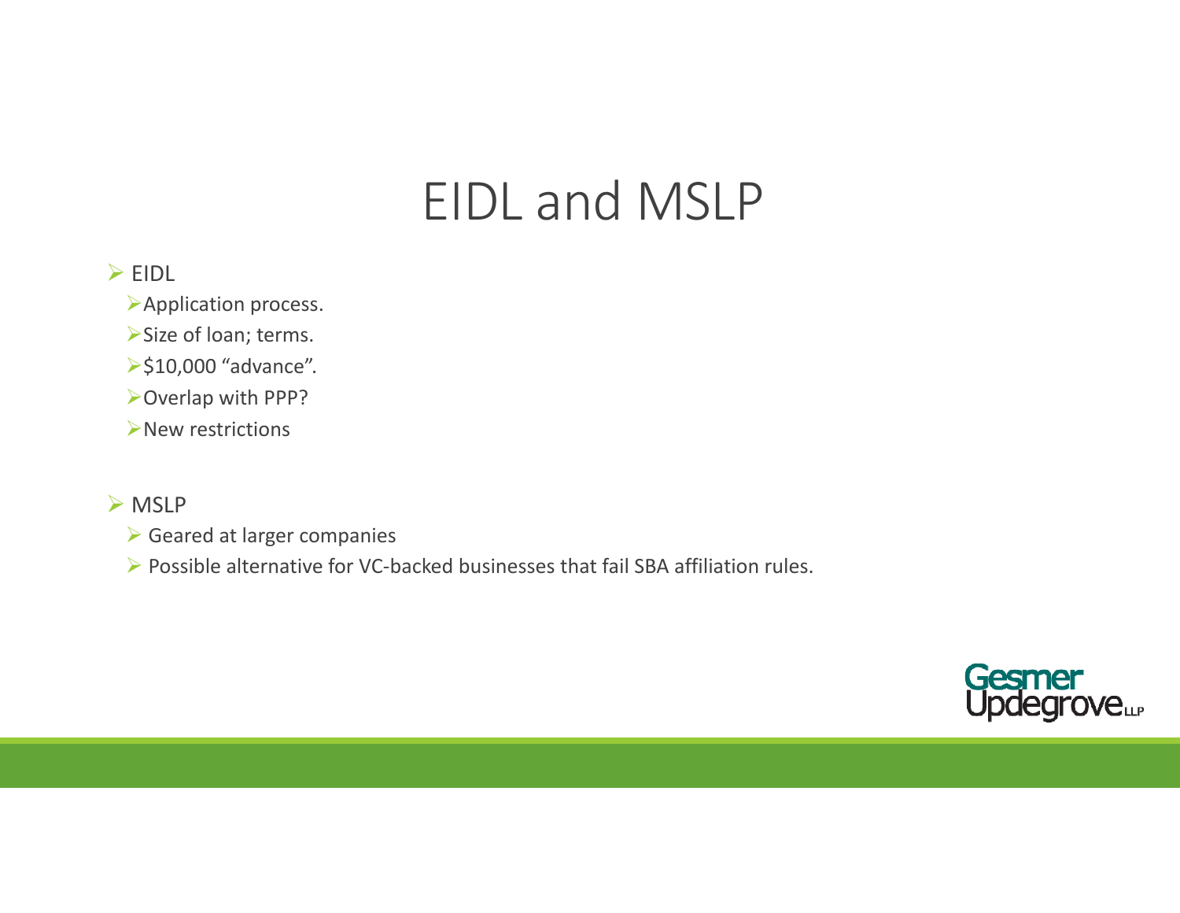# EIDL and MSLP

- EIDL
  - Application process.
  - Size of loan; terms.
  - $10,000 “advance”.
  - Overlap with PPP?
  - New restrictions

- MSLP
  - Geared at larger companies
  - Possible alternative for VC-backed businesses that fail SBA affiliation rules.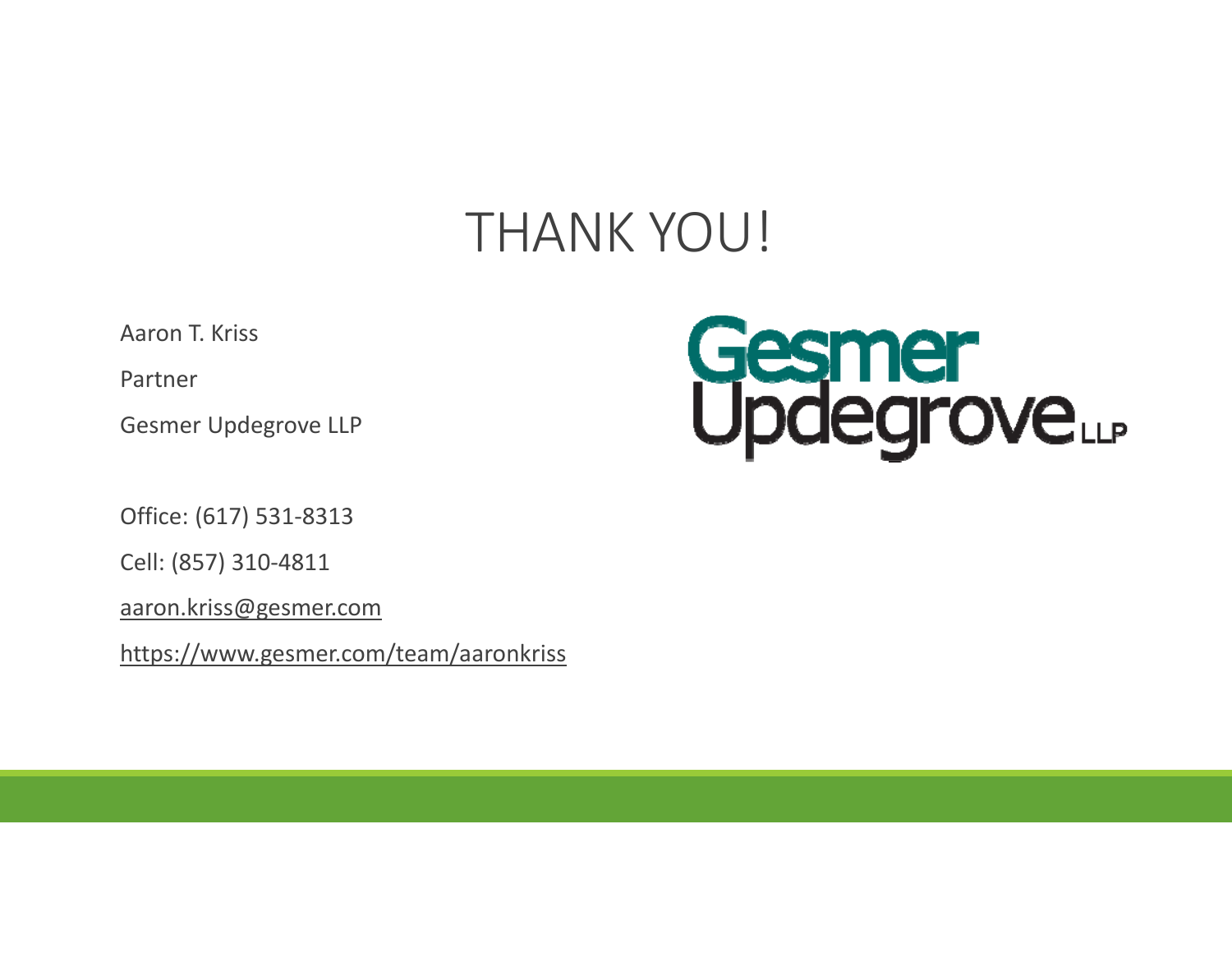# THANK YOU!

Aaron T. Kriss

Partner

Gesmer Updegrove LLP

Office: (617) 531-8313

Cell: (857) 310-4811

aaron.kriss@gesmer.com

https://www.gesmer.com/team/aaronkriss

Gesmer Updegrove LLP